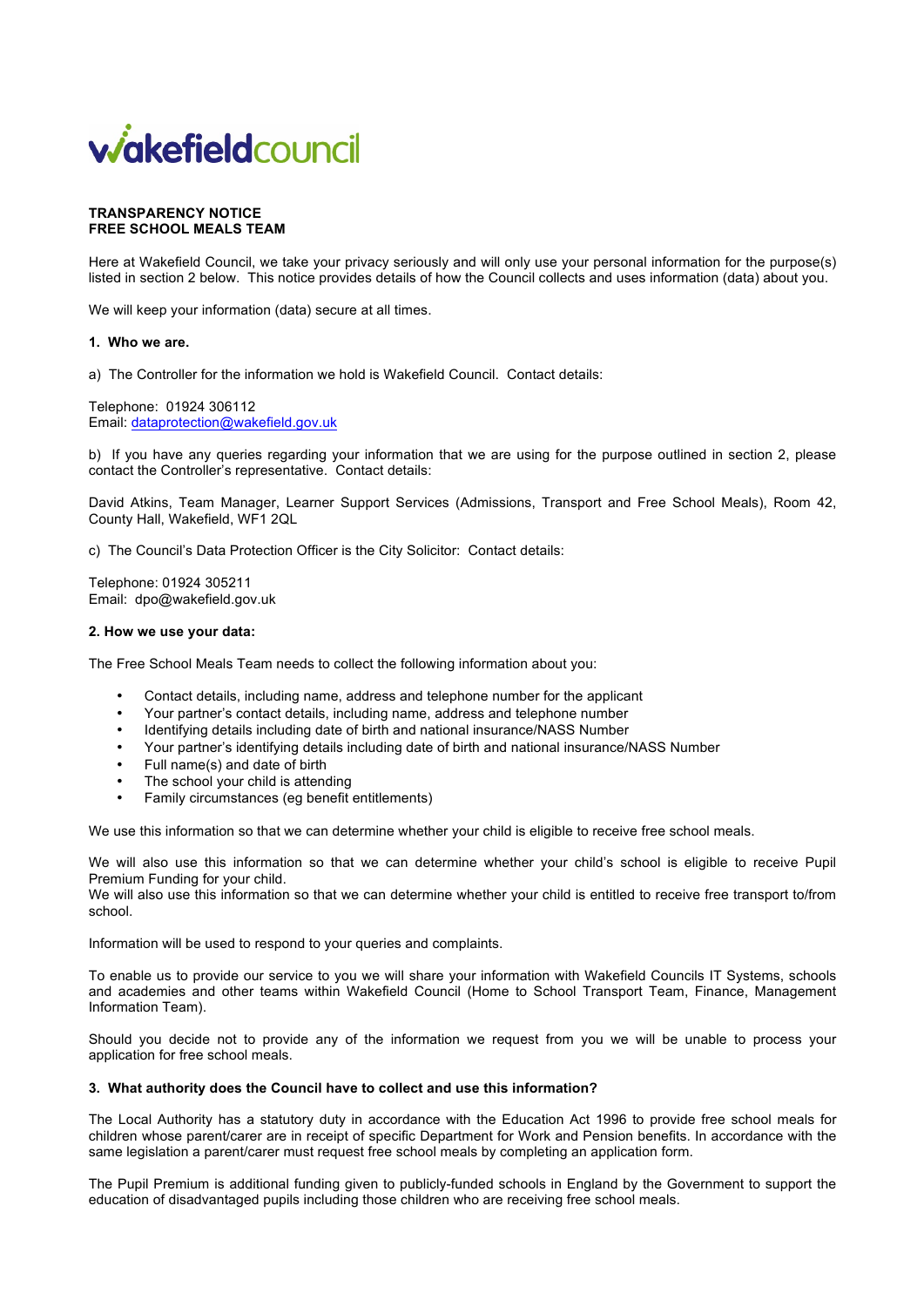wakefieldcouncil

**TRANSPARENCY NOTICE**
**FREE SCHOOL MEALS TEAM**

Here at Wakefield Council, we take your privacy seriously and will only use your personal information for the purpose(s) listed in section 2 below. This notice provides details of how the Council collects and uses information (data) about you.

We will keep your information (data) secure at all times.

**1. Who we are.**

a) The Controller for the information we hold is Wakefield Council. Contact details:

Telephone: 01924 306112
Email: [dataprotection@wakefield.gov.uk](mailto:dataprotection@wakefield.gov.uk)

b) If you have any queries regarding your information that we are using for the purpose outlined in section 2, please contact the Controller's representative. Contact details:

David Atkins, Team Manager, Learner Support Services (Admissions, Transport and Free School Meals), Room 42, County Hall, Wakefield, WF1 2QL

c) The Council's Data Protection Officer is the City Solicitor: Contact details:

Telephone: 01924 305211
Email: dpo@wakefield.gov.uk

**2. How we use your data:**

The Free School Meals Team needs to collect the following information about you:

- Contact details, including name, address and telephone number for the applicant
- Your partner's contact details, including name, address and telephone number
- Identifying details including date of birth and national insurance/NASS Number
- Your partner's identifying details including date of birth and national insurance/NASS Number
- Full name(s) and date of birth
- The school your child is attending
- Family circumstances (eg benefit entitlements)

We use this information so that we can determine whether your child is eligible to receive free school meals.

We will also use this information so that we can determine whether your child's school is eligible to receive Pupil Premium Funding for your child.
We will also use this information so that we can determine whether your child is entitled to receive free transport to/from school.

Information will be used to respond to your queries and complaints.

To enable us to provide our service to you we will share your information with Wakefield Councils IT Systems, schools and academies and other teams within Wakefield Council (Home to School Transport Team, Finance, Management Information Team).

Should you decide not to provide any of the information we request from you we will be unable to process your application for free school meals.

**3. What authority does the Council have to collect and use this information?**

The Local Authority has a statutory duty in accordance with the Education Act 1996 to provide free school meals for children whose parent/carer are in receipt of specific Department for Work and Pension benefits. In accordance with the same legislation a parent/carer must request free school meals by completing an application form.

The Pupil Premium is additional funding given to publicly-funded schools in England by the Government to support the education of disadvantaged pupils including those children who are receiving free school meals.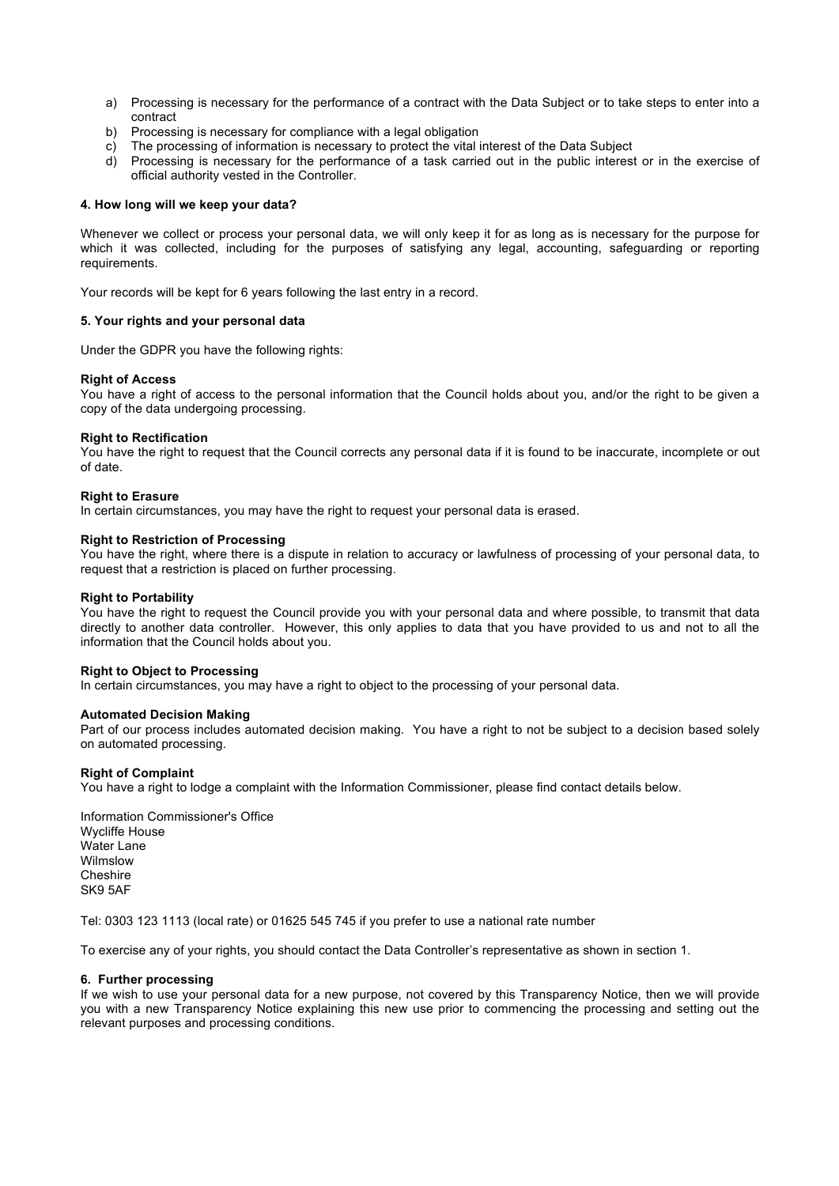a) Processing is necessary for the performance of a contract with the Data Subject or to take steps to enter into a contract
b) Processing is necessary for compliance with a legal obligation
c) The processing of information is necessary to protect the vital interest of the Data Subject
d) Processing is necessary for the performance of a task carried out in the public interest or in the exercise of official authority vested in the Controller.

**4. How long will we keep your data?**

Whenever we collect or process your personal data, we will only keep it for as long as is necessary for the purpose for which it was collected, including for the purposes of satisfying any legal, accounting, safeguarding or reporting requirements.

Your records will be kept for 6 years following the last entry in a record.

**5. Your rights and your personal data**

Under the GDPR you have the following rights:

**Right of Access**
You have a right of access to the personal information that the Council holds about you, and/or the right to be given a copy of the data undergoing processing.

**Right to Rectification**
You have the right to request that the Council corrects any personal data if it is found to be inaccurate, incomplete or out of date.

**Right to Erasure**
In certain circumstances, you may have the right to request your personal data is erased.

**Right to Restriction of Processing**
You have the right, where there is a dispute in relation to accuracy or lawfulness of processing of your personal data, to request that a restriction is placed on further processing.

**Right to Portability**
You have the right to request the Council provide you with your personal data and where possible, to transmit that data directly to another data controller. However, this only applies to data that you have provided to us and not to all the information that the Council holds about you.

**Right to Object to Processing**
In certain circumstances, you may have a right to object to the processing of your personal data.

**Automated Decision Making**
Part of our process includes automated decision making. You have a right to not be subject to a decision based solely on automated processing.

**Right of Complaint**
You have a right to lodge a complaint with the Information Commissioner, please find contact details below.

Information Commissioner's Office
Wycliffe House
Water Lane
Wilmslow
Cheshire
SK9 5AF

Tel: 0303 123 1113 (local rate) or 01625 545 745 if you prefer to use a national rate number

To exercise any of your rights, you should contact the Data Controller's representative as shown in section 1.

**6. Further processing**
If we wish to use your personal data for a new purpose, not covered by this Transparency Notice, then we will provide you with a new Transparency Notice explaining this new use prior to commencing the processing and setting out the relevant purposes and processing conditions.